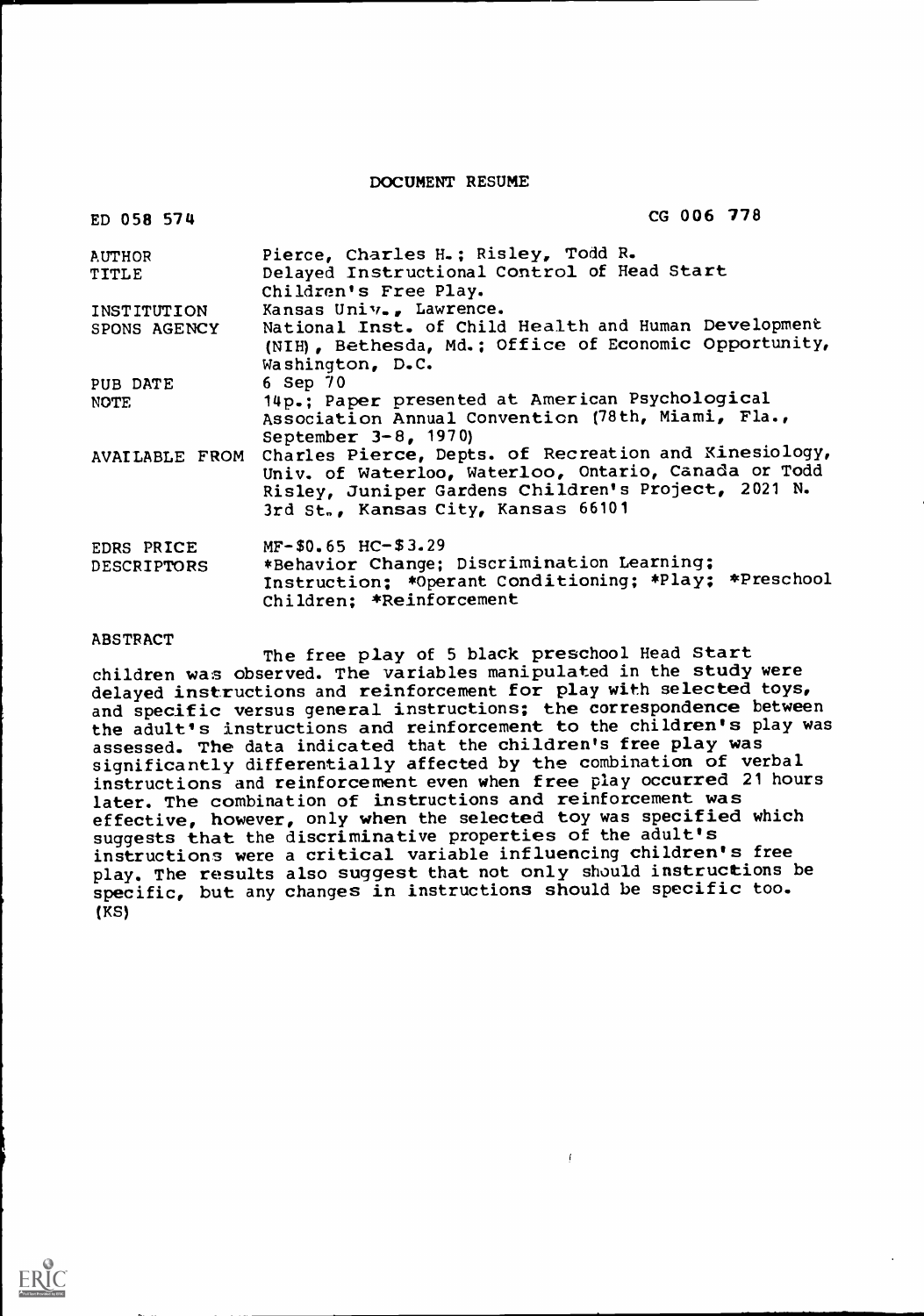# DOCUMENT RESUME

| | |
|---|---|
| ED 058 574 | CG 006 778 |
| AUTHOR | Pierce, Charles H.; Risley, Todd R. |
| TITLE | Delayed Instructional Control of Head Start Children's Free Play. |
| INSTITUTION | Kansas Univ., Lawrence. |
| SPONS AGENCY | National Inst. of Child Health and Human Development (NIH), Bethesda, Md.; Office of Economic Opportunity, Washington, D.C. |
| PUB DATE | 6 Sep 70 |
| NOTE | 14p.; Paper presented at American Psychological Association Annual Convention (78th, Miami, Fla., September 3-8, 1970) |
| AVAILABLE FROM | Charles Pierce, Depts. of Recreation and Kinesiology, Univ. of Waterloo, Waterloo, Ontario, Canada or Todd Risley, Juniper Gardens Children's Project, 2021 N. 3rd St., Kansas City, Kansas 66101 |
| EDRS PRICE | MF-$0.65 HC-$3.29 |
| DESCRIPTORS | *Behavior Change; Discrimination Learning; Instruction; *Operant Conditioning; *Play; *Preschool Children; *Reinforcement |

ABSTRACT

The free play of 5 black preschool Head Start children was observed. The variables manipulated in the study were delayed instructions and reinforcement for play with selected toys, and specific versus general instructions; the correspondence between the adult's instructions and reinforcement to the children's play was assessed. The data indicated that the children's free play was significantly differentially affected by the combination of verbal instructions and reinforcement even when free play occurred 21 hours later. The combination of instructions and reinforcement was effective, however, only when the selected toy was specified which suggests that the discriminative properties of the adult's instructions were a critical variable influencing children's free play. The results also suggest that not only should instructions be specific, but any changes in instructions should be specific too. (KS)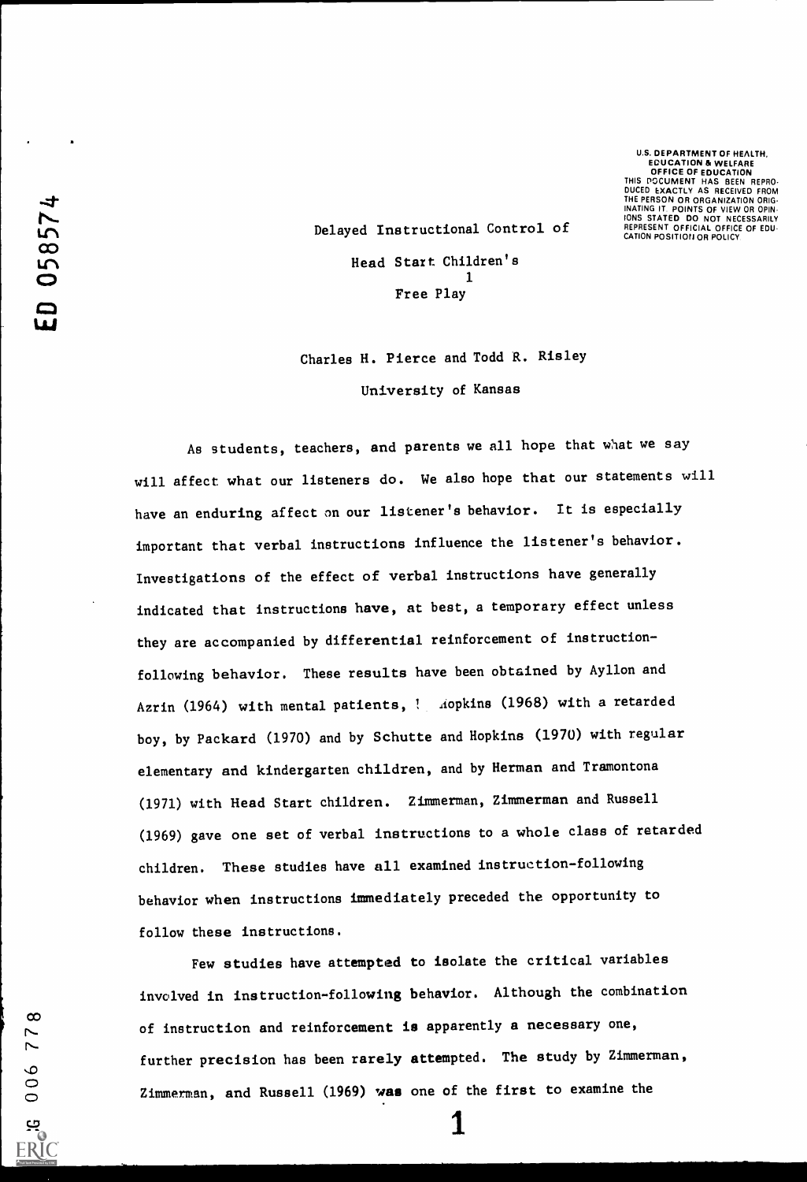U.S. DEPARTMENT OF HEALTH, EDUCATION & WELFARE OFFICE OF EDUCATION THIS DOCUMENT HAS BEEN REPRODUCED EXACTLY AS RECEIVED FROM THE PERSON OR ORGANIZATION ORIGINATING IT. POINTS OF VIEW OR OPINIONS STATED DO NOT NECESSARILY REPRESENT OFFICIAL OFFICE OF EDUCATION POSITION OR POLICY.

ED 058574

# Delayed Instructional Control of Head Start Children's Free Play[1]

Charles H. Pierce and Todd R. Risley

University of Kansas

As students, teachers, and parents we all hope that what we say will affect what our listeners do. We also hope that our statements will have an enduring affect on our listener's behavior. It is especially important that verbal instructions influence the listener's behavior. Investigations of the effect of verbal instructions have generally indicated that instructions have, at best, a temporary effect unless they are accompanied by differential reinforcement of instruction-following behavior. These results have been obtained by Ayllon and Azrin (1964) with mental patients, by Hopkins (1968) with a retarded boy, by Packard (1970) and by Schutte and Hopkins (1970) with regular elementary and kindergarten children, and by Herman and Tramontona (1971) with Head Start children. Zimmerman, Zimmerman and Russell (1969) gave one set of verbal instructions to a whole class of retarded children. These studies have all examined instruction-following behavior when instructions immediately preceded the opportunity to follow these instructions.

Few studies have attempted to isolate the critical variables involved in instruction-following behavior. Although the combination of instruction and reinforcement is apparently a necessary one, further precision has been rarely attempted. The study by Zimmerman, Zimmerman, and Russell (1969) was one of the first to examine the

PS 006 778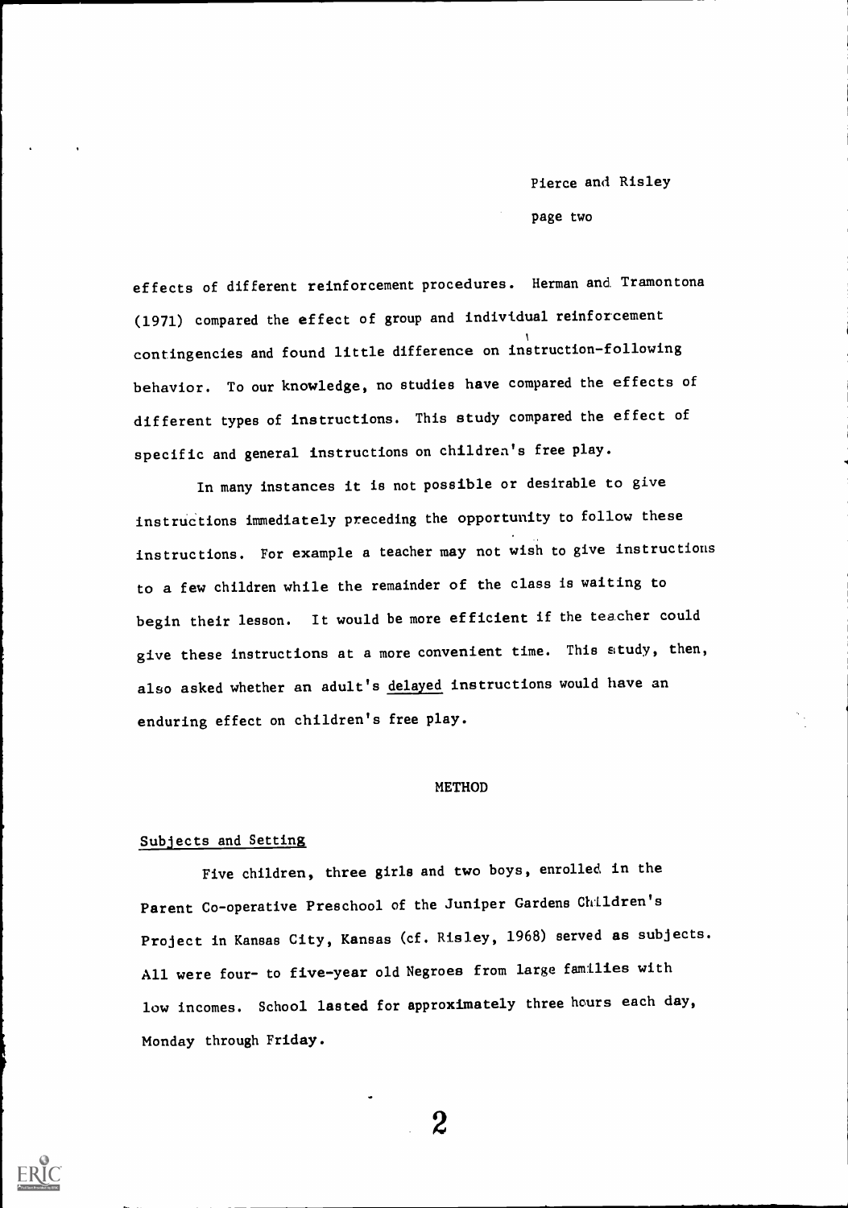effects of different reinforcement procedures. Herman and Tramontona (1971) compared the effect of group and individual reinforcement contingencies and found little difference on instruction-following behavior. To our knowledge, no studies have compared the effects of different types of instructions. This study compared the effect of specific and general instructions on children's free play.

In many instances it is not possible or desirable to give instructions immediately preceding the opportunity to follow these instructions. For example a teacher may not wish to give instructions to a few children while the remainder of the class is waiting to begin their lesson. It would be more efficient if the teacher could give these instructions at a more convenient time. This study, then, also asked whether an adult's delayed instructions would have an enduring effect on children's free play.

## METHOD

### Subjects and Setting

Five children, three girls and two boys, enrolled in the Parent Co-operative Preschool of the Juniper Gardens Children's Project in Kansas City, Kansas (cf. Risley, 1968) served as subjects. All were four- to five-year old Negroes from large families with low incomes. School lasted for approximately three hours each day, Monday through Friday.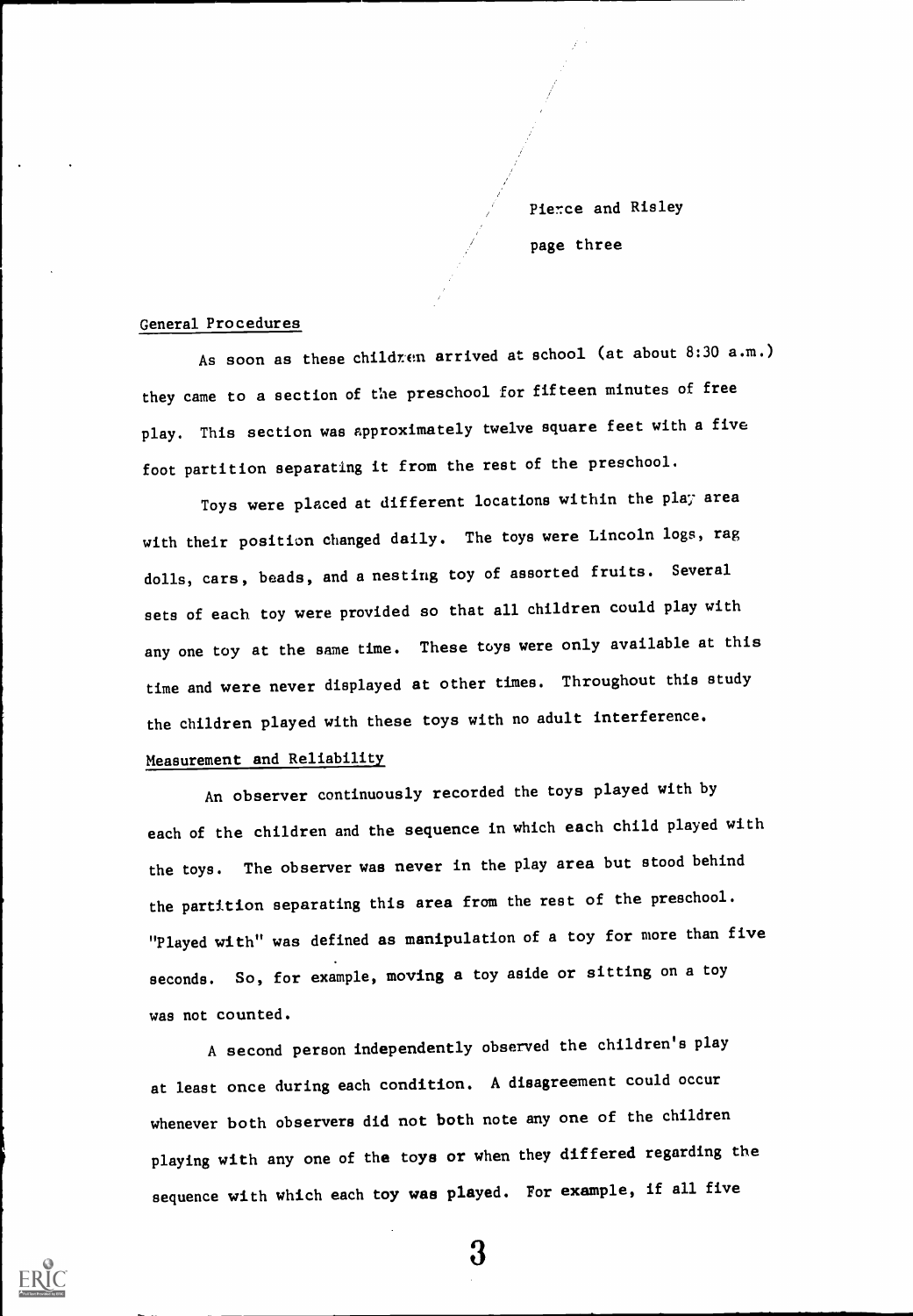## General Procedures

As soon as these children arrived at school (at about 8:30 a.m.) they came to a section of the preschool for fifteen minutes of free play. This section was approximately twelve square feet with a five foot partition separating it from the rest of the preschool.

Toys were placed at different locations within the play area with their position changed daily. The toys were Lincoln logs, rag dolls, cars, beads, and a nesting toy of assorted fruits. Several sets of each toy were provided so that all children could play with any one toy at the same time. These toys were only available at this time and were never displayed at other times. Throughout this study the children played with these toys with no adult interference.

## Measurement and Reliability

An observer continuously recorded the toys played with by each of the children and the sequence in which each child played with the toys. The observer was never in the play area but stood behind the partition separating this area from the rest of the preschool. "Played with" was defined as manipulation of a toy for more than five seconds. So, for example, moving a toy aside or sitting on a toy was not counted.

A second person independently observed the children's play at least once during each condition. A disagreement could occur whenever both observers did not both note any one of the children playing with any one of the toys or when they differed regarding the sequence with which each toy was played. For example, if all five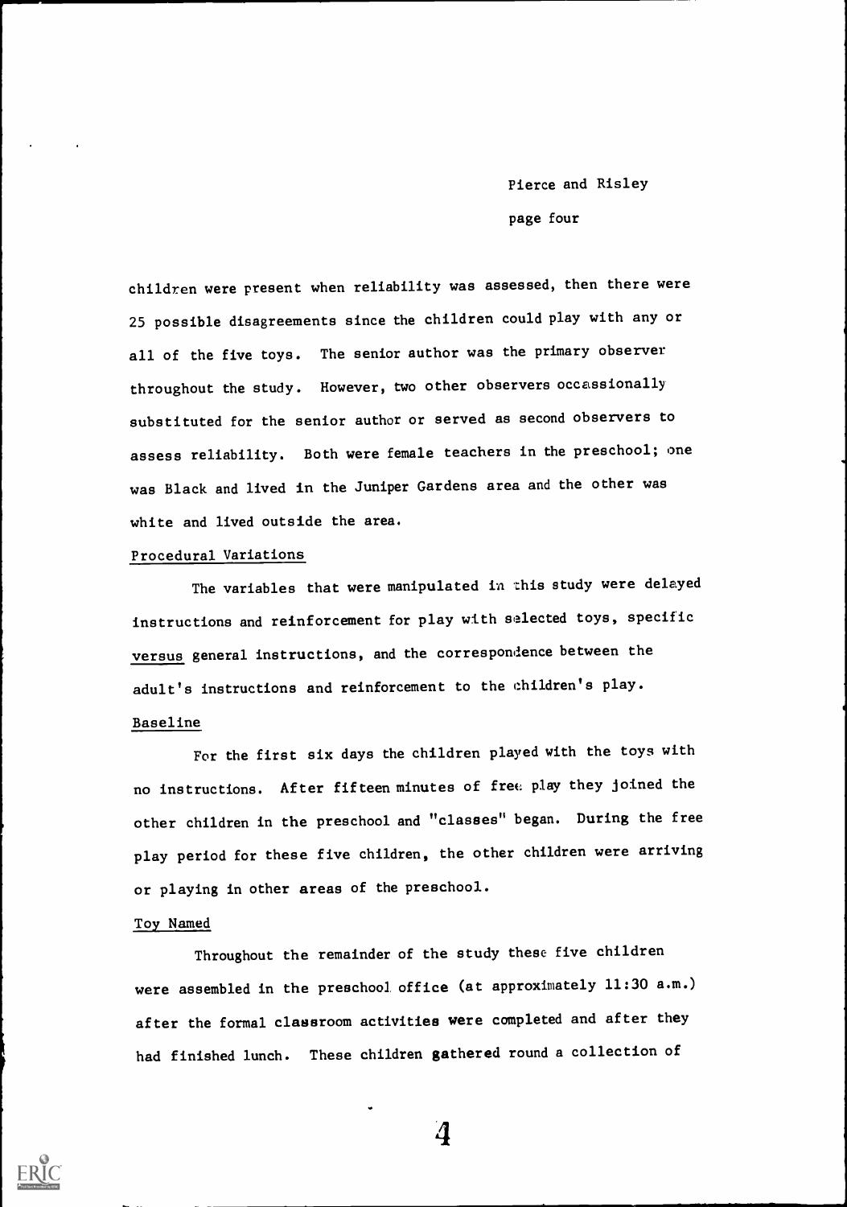children were present when reliability was assessed, then there were 25 possible disagreements since the children could play with any or all of the five toys. The senior author was the primary observer throughout the study. However, two other observers occassionally substituted for the senior author or served as second observers to assess reliability. Both were female teachers in the preschool; one was Black and lived in the Juniper Gardens area and the other was white and lived outside the area.

Procedural Variations

The variables that were manipulated in this study were delayed instructions and reinforcement for play with selected toys, specific *versus* general instructions, and the correspondence between the adult's instructions and reinforcement to the children's play.

Baseline

For the first six days the children played with the toys with no instructions. After fifteen minutes of free play they joined the other children in the preschool and "classes" began. During the free play period for these five children, the other children were arriving or playing in other areas of the preschool.

Toy Named

Throughout the remainder of the study these five children were assembled in the preschool office (at approximately 11:30 a.m.) after the formal classroom activities were completed and after they had finished lunch. These children gathered round a collection of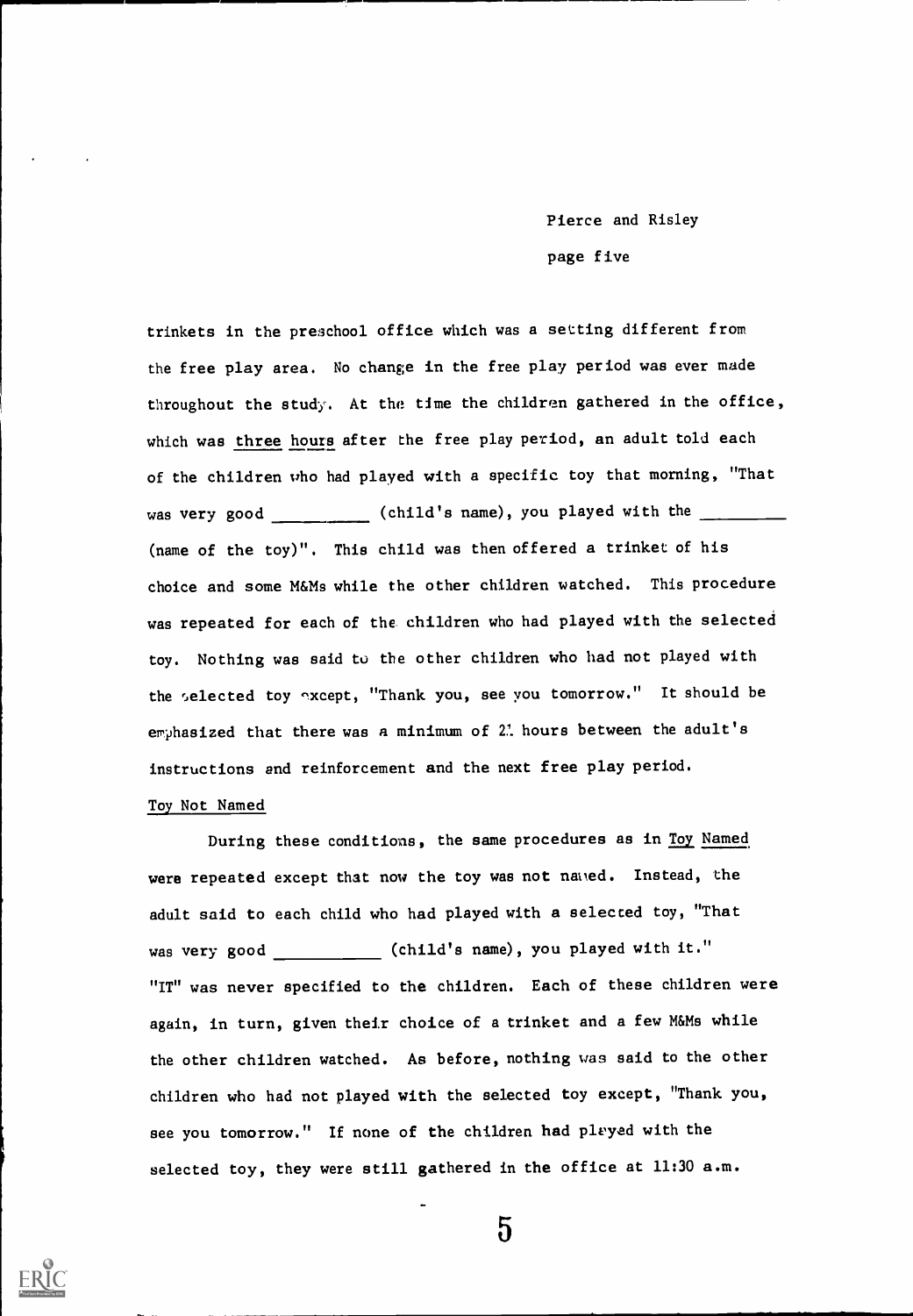trinkets in the preschool office which was a setting different from the free play area. No change in the free play period was ever made throughout the study. At the time the children gathered in the office, which was <u>three hours</u> after the free play period, an adult told each of the children who had played with a specific toy that morning, "That was very good __________ (child's name), you played with the __________ (name of the toy)". This child was then offered a trinket of his choice and some M&Ms while the other children watched. This procedure was repeated for each of the children who had played with the selected toy. Nothing was said to the other children who had not played with the selected toy except, "Thank you, see you tomorrow." It should be emphasized that there was a minimum of 21 hours between the adult's instructions and reinforcement and the next free play period.

<u>Toy Not Named</u>

During these conditions, the same procedures as in <u>Toy Named</u> were repeated except that now the toy was not named. Instead, the adult said to each child who had played with a selected toy, "That was very good ___________ (child's name), you played with it." "IT" was never specified to the children. Each of these children were again, in turn, given their choice of a trinket and a few M&Ms while the other children watched. As before, nothing was said to the other children who had not played with the selected toy except, "Thank you, see you tomorrow." If none of the children had played with the selected toy, they were still gathered in the office at 11:30 a.m.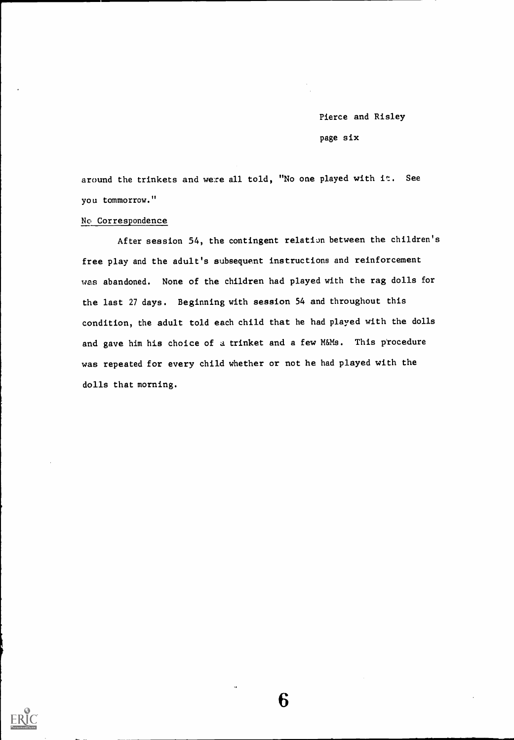around the trinkets and were all told, "No one played with it. See you tommorrow."

No Correspondence

After session 54, the contingent relation between the children's free play and the adult's subsequent instructions and reinforcement was abandoned. None of the children had played with the rag dolls for the last 27 days. Beginning with session 54 and throughout this condition, the adult told each child that he had played with the dolls and gave him his choice of a trinket and a few M&Ms. This procedure was repeated for every child whether or not he had played with the dolls that morning.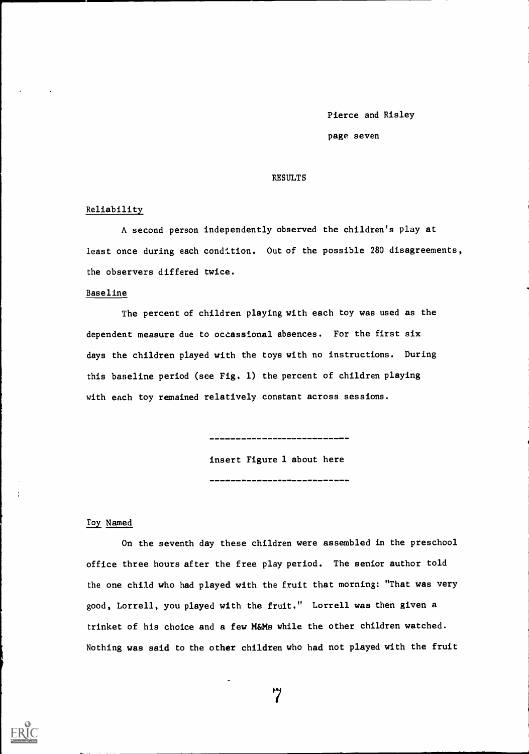## RESULTS

### Reliability

A second person independently observed the children's play at least once during each condition. Out of the possible 280 disagreements, the observers differed twice.

### Baseline

The percent of children playing with each toy was used as the dependent measure due to occassional absences. For the first six days the children played with the toys with no instructions. During this baseline period (see Fig. 1) the percent of children playing with each toy remained relatively constant across sessions.

---------------------------

insert Figure 1 about here

---------------------------

### Toy Named

On the seventh day these children were assembled in the preschool office three hours after the free play period. The senior author told the one child who had played with the fruit that morning: "That was very good, Lorrell, you played with the fruit." Lorrell was then given a trinket of his choice and a few M&Ms while the other children watched. Nothing was said to the other children who had not played with the fruit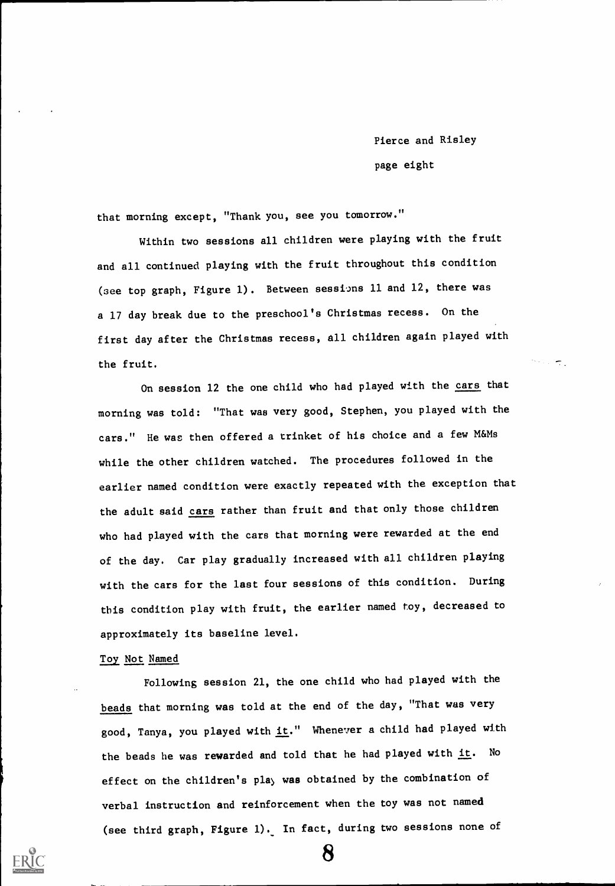that morning except, "Thank you, see you tomorrow."

Within two sessions all children were playing with the fruit and all continued playing with the fruit throughout this condition (see top graph, Figure 1). Between sessions 11 and 12, there was a 17 day break due to the preschool's Christmas recess. On the first day after the Christmas recess, all children again played with the fruit.

On session 12 the one child who had played with the <u>cars</u> that morning was told: "That was very good, Stephen, you played with the cars." He was then offered a trinket of his choice and a few M&Ms while the other children watched. The procedures followed in the earlier named condition were exactly repeated with the exception that the adult said <u>cars</u> rather than fruit and that only those children who had played with the cars that morning were rewarded at the end of the day. Car play gradually increased with all children playing with the cars for the last four sessions of this condition. During this condition play with fruit, the earlier named toy, decreased to approximately its baseline level.

<u>Toy Not Named</u>

Following session 21, the one child who had played with the <u>beads</u> that morning was told at the end of the day, "That was very good, Tanya, you played with <u>it</u>." Whenever a child had played with the beads he was rewarded and told that he had played with <u>it</u>. No effect on the children's play was obtained by the combination of verbal instruction and reinforcement when the toy was not named (see third graph, Figure 1). In fact, during two sessions none of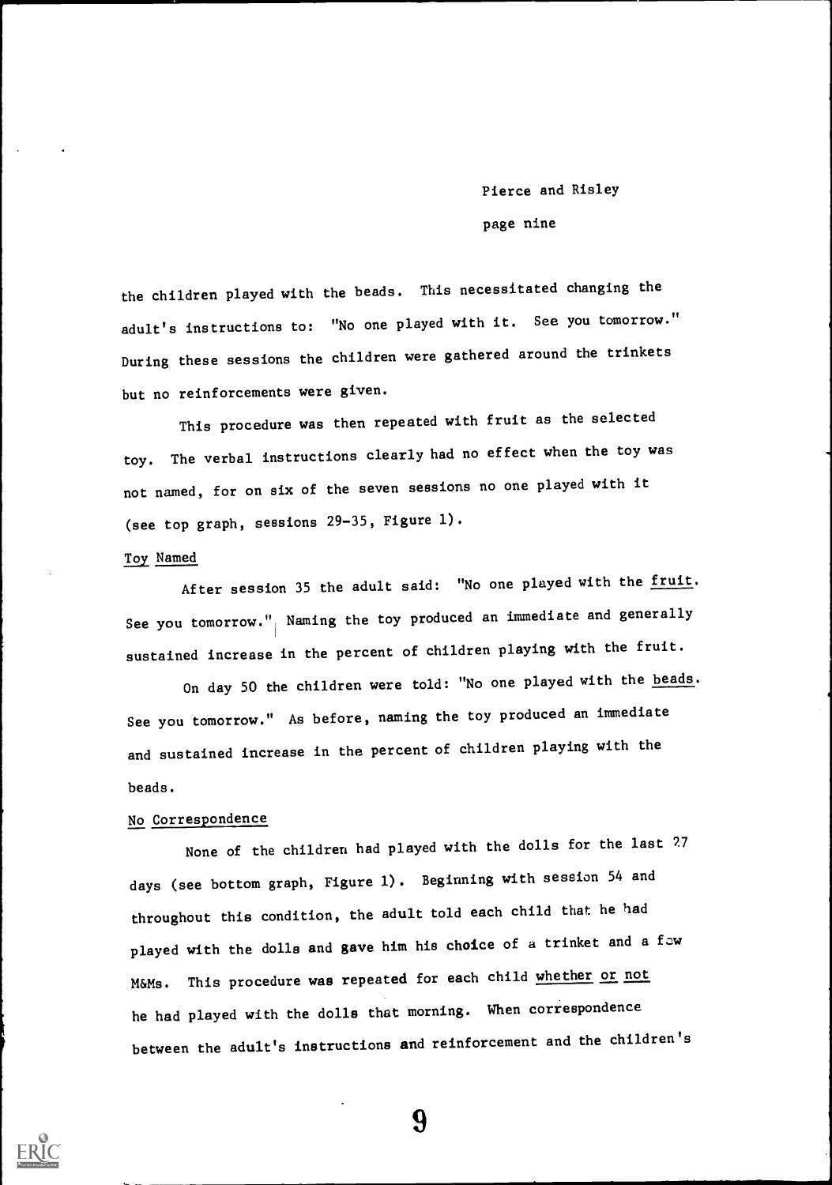the children played with the beads. This necessitated changing the adult's instructions to: "No one played with it. See you tomorrow." During these sessions the children were gathered around the trinkets but no reinforcements were given.

This procedure was then repeated with fruit as the selected toy. The verbal instructions clearly had no effect when the toy was not named, for on six of the seven sessions no one played with it (see top graph, sessions 29-35, Figure 1).

### Toy Named

After session 35 the adult said: "No one played with the _fruit_. See you tomorrow." Naming the toy produced an immediate and generally sustained increase in the percent of children playing with the fruit.

On day 50 the children were told: "No one played with the _beads_. See you tomorrow." As before, naming the toy produced an immediate and sustained increase in the percent of children playing with the beads.

### No Correspondence

None of the children had played with the dolls for the last 27 days (see bottom graph, Figure 1). Beginning with session 54 and throughout this condition, the adult told each child that he had played with the dolls and gave him his choice of a trinket and a few M&Ms. This procedure was repeated for each child _whether or not_ he had played with the dolls that morning. When correspondence between the adult's instructions and reinforcement and the children's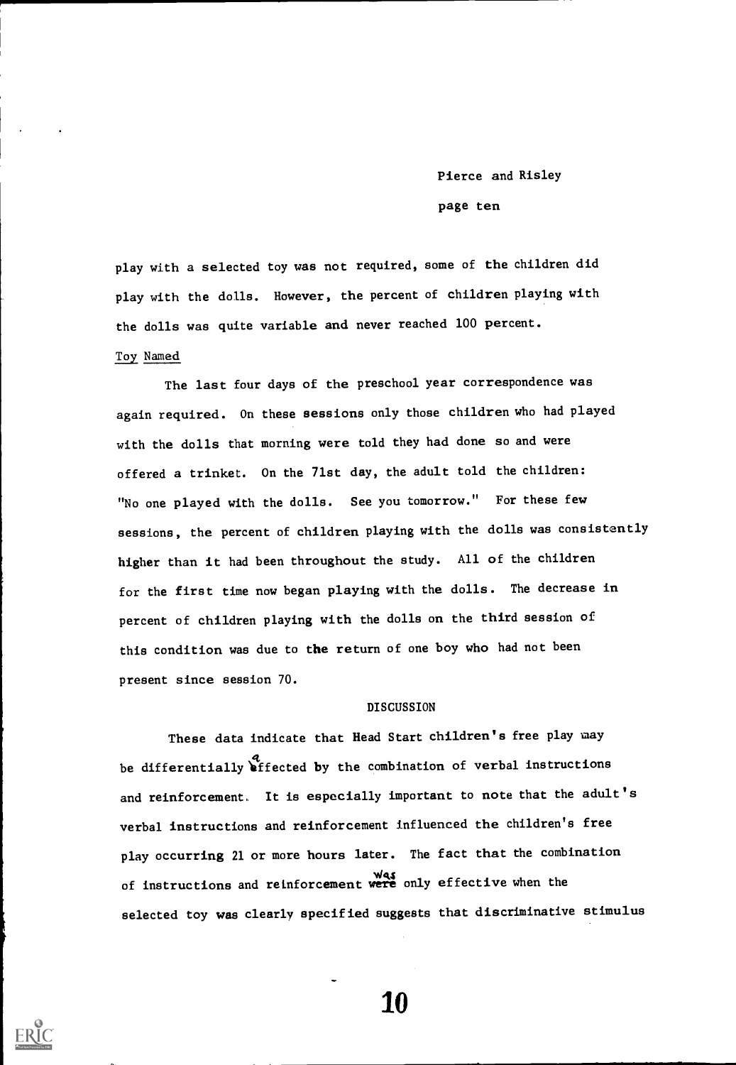play with a selected toy was not required, some of the children did play with the dolls. However, the percent of children playing with the dolls was quite variable and never reached 100 percent.

Toy Named

The last four days of the preschool year correspondence was again required. On these sessions only those children who had played with the dolls that morning were told they had done so and were offered a trinket. On the 71st day, the adult told the children: "No one played with the dolls. See you tomorrow." For these few sessions, the percent of children playing with the dolls was consistently higher than it had been throughout the study. All of the children for the first time now began playing with the dolls. The decrease in percent of children playing with the dolls on the third session of this condition was due to the return of one boy who had not been present since session 70.

## DISCUSSION

These data indicate that Head Start children's free play may be differentially affected by the combination of verbal instructions and reinforcement. It is especially important to note that the adult's verbal instructions and reinforcement influenced the children's free play occurring 21 or more hours later. The fact that the combination of instructions and reinforcement was only effective when the selected toy was clearly specified suggests that discriminative stimulus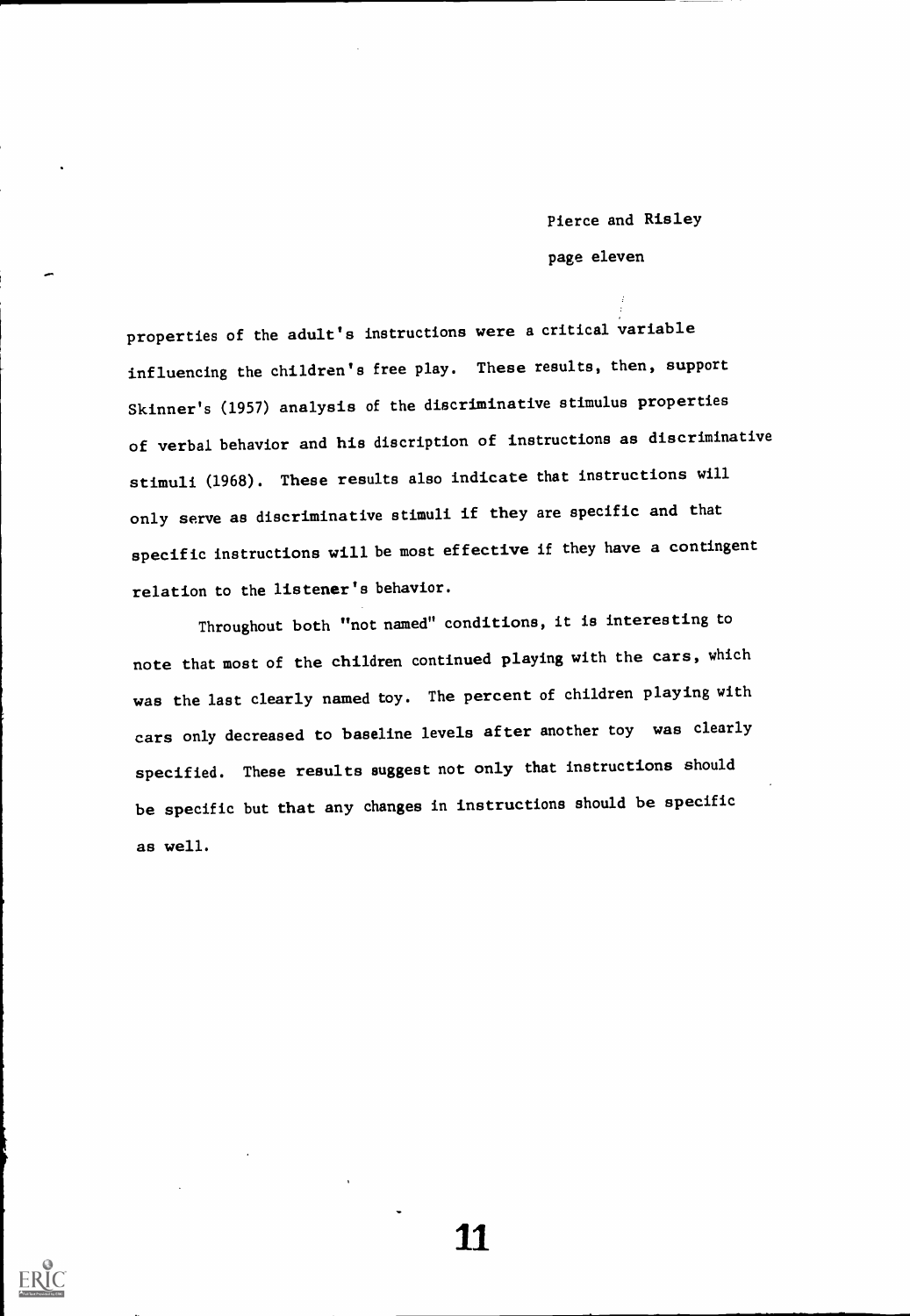properties of the adult's instructions were a critical variable influencing the children's free play. These results, then, support Skinner's (1957) analysis of the discriminative stimulus properties of verbal behavior and his discription of instructions as discriminative stimuli (1968). These results also indicate that instructions will only serve as discriminative stimuli if they are specific and that specific instructions will be most effective if they have a contingent relation to the listener's behavior.

Throughout both "not named" conditions, it is interesting to note that most of the children continued playing with the cars, which was the last clearly named toy. The percent of children playing with cars only decreased to baseline levels after another toy was clearly specified. These results suggest not only that instructions should be specific but that any changes in instructions should be specific as well.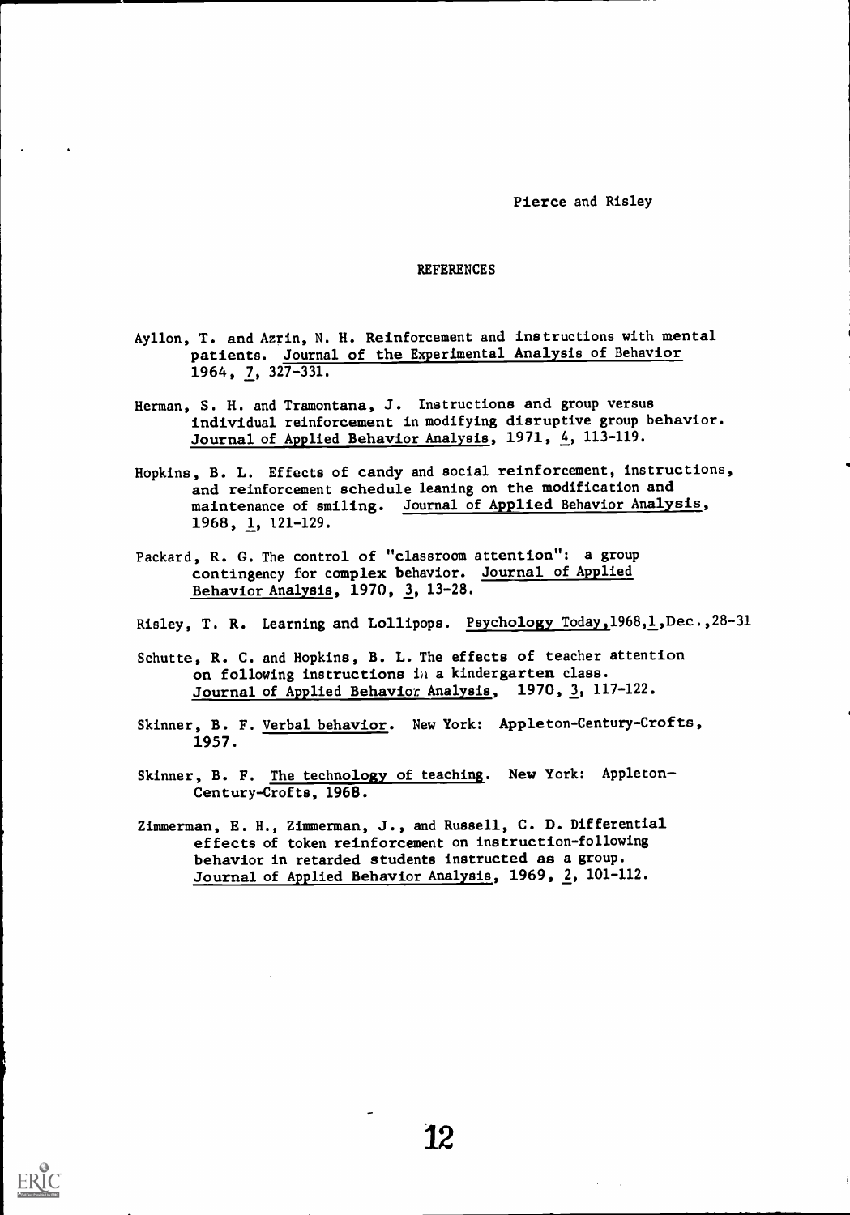## REFERENCES

Ayllon, T. and Azrin, N. H. Reinforcement and instructions with mental patients. Journal of the Experimental Analysis of Behavior 1964, 7, 327-331.

Herman, S. H. and Tramontana, J. Instructions and group versus individual reinforcement in modifying disruptive group behavior. Journal of Applied Behavior Analysis, 1971, 4, 113-119.

Hopkins, B. L. Effects of candy and social reinforcement, instructions, and reinforcement schedule leaning on the modification and maintenance of smiling. Journal of Applied Behavior Analysis, 1968, 1, 121-129.

Packard, R. G. The control of "classroom attention": a group contingency for complex behavior. Journal of Applied Behavior Analysis, 1970, 3, 13-28.

Risley, T. R. Learning and Lollipops. Psychology Today,1968,1,Dec.,28-31

Schutte, R. C. and Hopkins, B. L. The effects of teacher attention on following instructions in a kindergarten class. Journal of Applied Behavior Analysis, 1970, 3, 117-122.

Skinner, B. F. Verbal behavior. New York: Appleton-Century-Crofts, 1957.

Skinner, B. F. The technology of teaching. New York: Appleton-Century-Crofts, 1968.

Zimmerman, E. H., Zimmerman, J., and Russell, C. D. Differential effects of token reinforcement on instruction-following behavior in retarded students instructed as a group. Journal of Applied Behavior Analysis, 1969, 2, 101-112.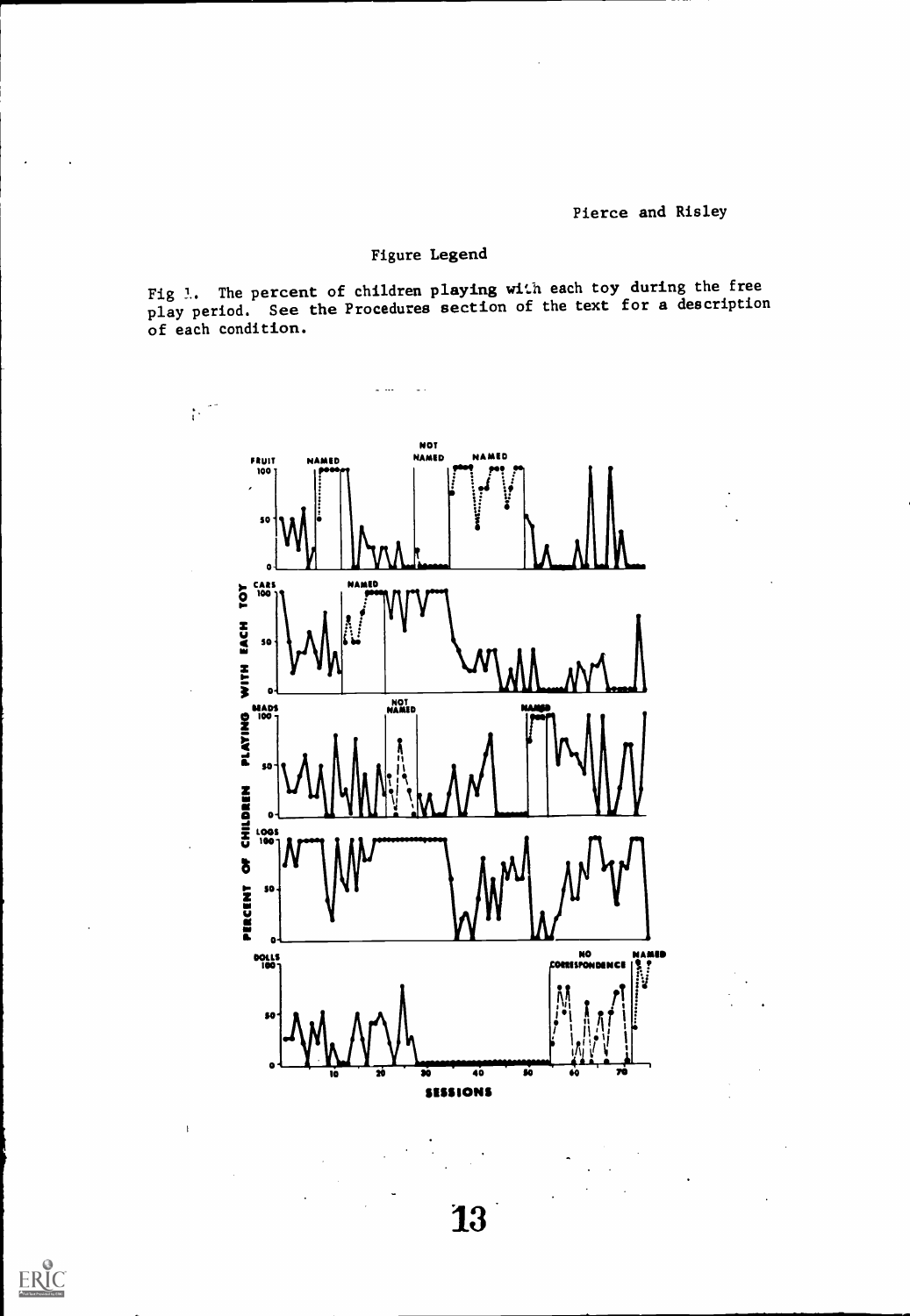## Figure Legend

Fig 1. The percent of children playing with each toy during the free play period. See the Procedures section of the text for a description of each condition.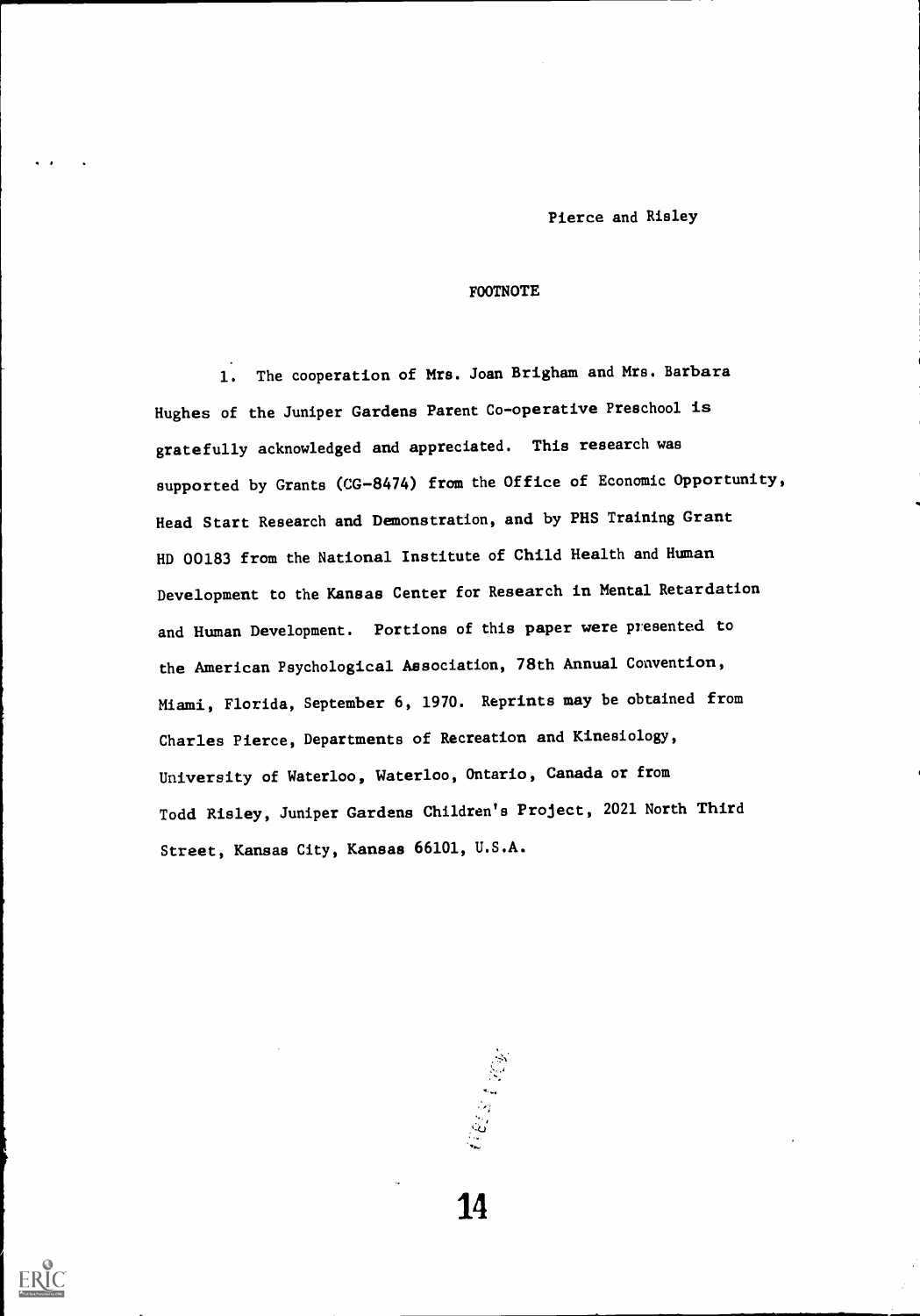## FOOTNOTE

1. The cooperation of Mrs. Joan Brigham and Mrs. Barbara Hughes of the Juniper Gardens Parent Co-operative Preschool is gratefully acknowledged and appreciated. This research was supported by Grants (CG-8474) from the Office of Economic Opportunity, Head Start Research and Demonstration, and by PHS Training Grant HD 00183 from the National Institute of Child Health and Human Development to the Kansas Center for Research in Mental Retardation and Human Development. Portions of this paper were presented to the American Psychological Association, 78th Annual Convention, Miami, Florida, September 6, 1970. Reprints may be obtained from Charles Pierce, Departments of Recreation and Kinesiology, University of Waterloo, Waterloo, Ontario, Canada or from Todd Risley, Juniper Gardens Children's Project, 2021 North Third Street, Kansas City, Kansas 66101, U.S.A.